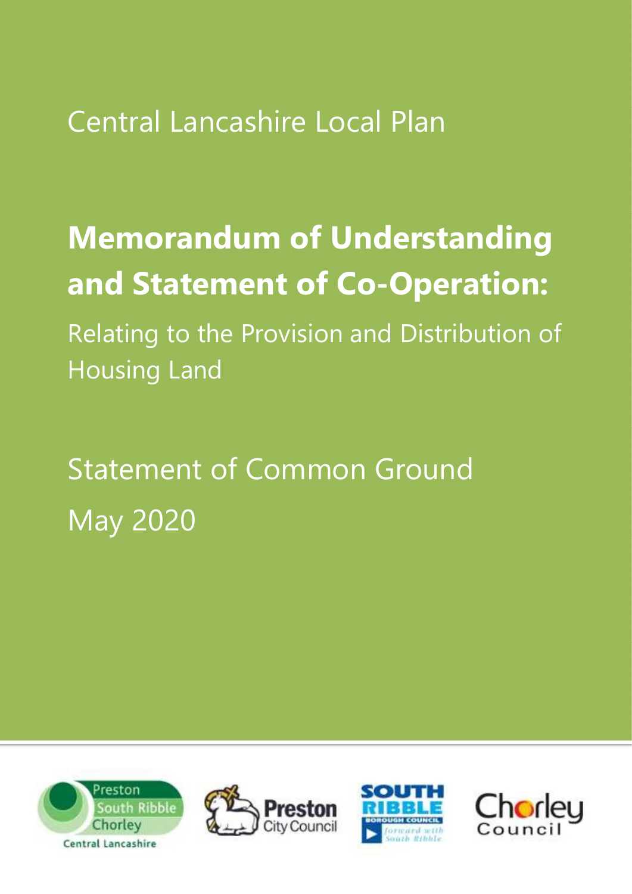Central Lancashire Local Plan

# Memorandum of Understanding and Statement of Co-Operation:

Relating to the Provision and Distribution of Housing Land

Statement of Common Ground

May 2020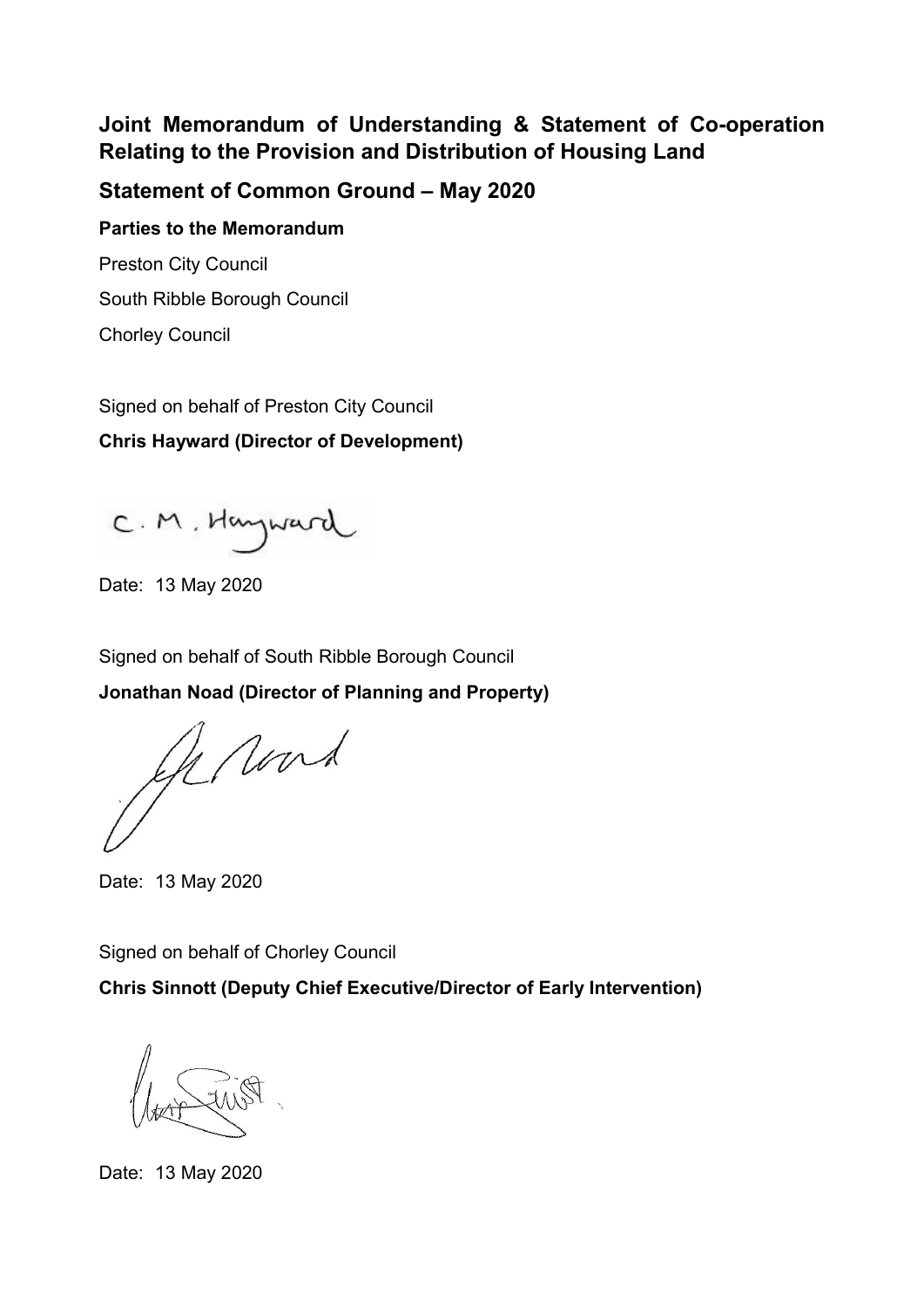# Joint Memorandum of Understanding & Statement of Co-operation Relating to the Provision and Distribution of Housing Land

## Statement of Common Ground – May 2020

**Parties to the Memorandum**

Preston City Council

South Ribble Borough Council

Chorley Council

Signed on behalf of Preston City Council

**Chris Hayward (Director of Development)**

Date: 13 May 2020

Signed on behalf of South Ribble Borough Council

**Jonathan Noad (Director of Planning and Property)**

Date: 13 May 2020

Signed on behalf of Chorley Council

**Chris Sinnott (Deputy Chief Executive/Director of Early Intervention)**

Date: 13 May 2020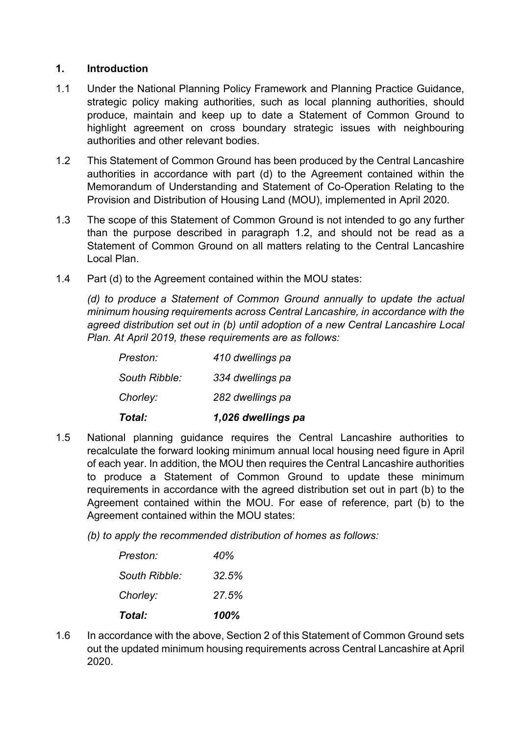## 1. Introduction

1.1 Under the National Planning Policy Framework and Planning Practice Guidance, strategic policy making authorities, such as local planning authorities, should produce, maintain and keep up to date a Statement of Common Ground to highlight agreement on cross boundary strategic issues with neighbouring authorities and other relevant bodies.

1.2 This Statement of Common Ground has been produced by the Central Lancashire authorities in accordance with part (d) to the Agreement contained within the Memorandum of Understanding and Statement of Co-Operation Relating to the Provision and Distribution of Housing Land (MOU), implemented in April 2020.

1.3 The scope of this Statement of Common Ground is not intended to go any further than the purpose described in paragraph 1.2, and should not be read as a Statement of Common Ground on all matters relating to the Central Lancashire Local Plan.

1.4 Part (d) to the Agreement contained within the MOU states:

*(d) to produce a Statement of Common Ground annually to update the actual minimum housing requirements across Central Lancashire, in accordance with the agreed distribution set out in (b) until adoption of a new Central Lancashire Local Plan. At April 2019, these requirements are as follows:*

| | |
|---|---|
| *Preston:* | *410 dwellings pa* |
| *South Ribble:* | *334 dwellings pa* |
| *Chorley:* | *282 dwellings pa* |
| ***Total:*** | ***1,026 dwellings pa*** |

1.5 National planning guidance requires the Central Lancashire authorities to recalculate the forward looking minimum annual local housing need figure in April of each year. In addition, the MOU then requires the Central Lancashire authorities to produce a Statement of Common Ground to update these minimum requirements in accordance with the agreed distribution set out in part (b) to the Agreement contained within the MOU. For ease of reference, part (b) to the Agreement contained within the MOU states:

*(b) to apply the recommended distribution of homes as follows:*

| | |
|---|---|
| *Preston:* | *40%* |
| *South Ribble:* | *32.5%* |
| *Chorley:* | *27.5%* |
| ***Total:*** | ***100%*** |

1.6 In accordance with the above, Section 2 of this Statement of Common Ground sets out the updated minimum housing requirements across Central Lancashire at April 2020.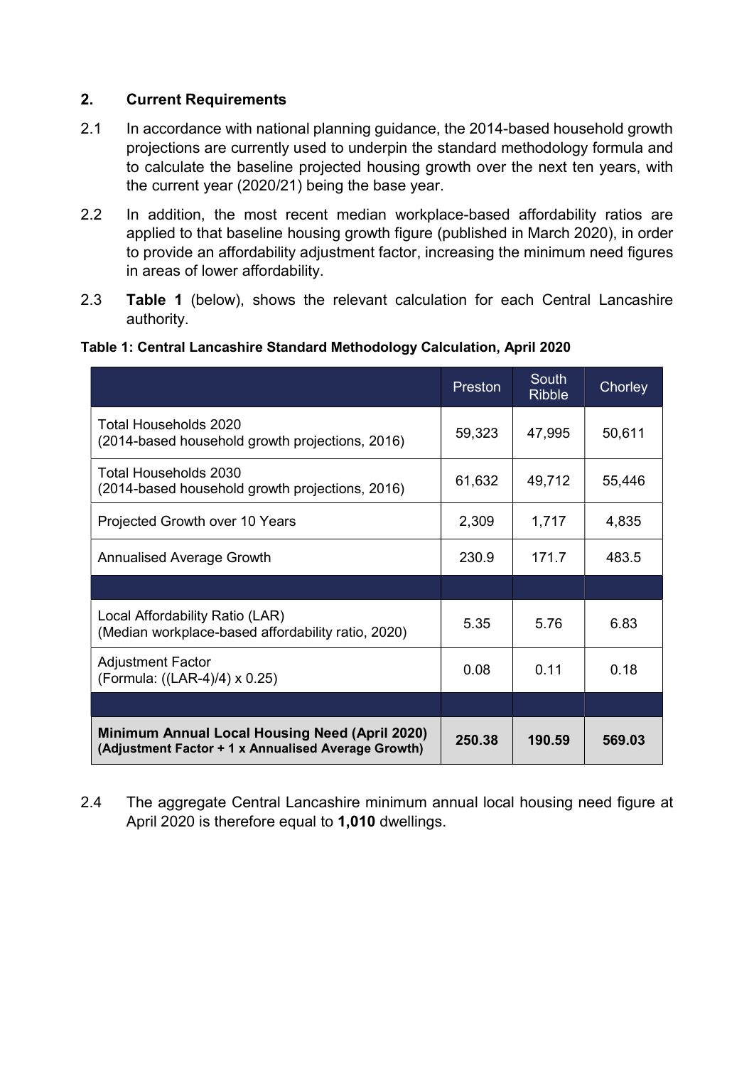## 2. Current Requirements

2.1 In accordance with national planning guidance, the 2014-based household growth projections are currently used to underpin the standard methodology formula and to calculate the baseline projected housing growth over the next ten years, with the current year (2020/21) being the base year.

2.2 In addition, the most recent median workplace-based affordability ratios are applied to that baseline housing growth figure (published in March 2020), in order to provide an affordability adjustment factor, increasing the minimum need figures in areas of lower affordability.

2.3 **Table 1** (below), shows the relevant calculation for each Central Lancashire authority.

**Table 1: Central Lancashire Standard Methodology Calculation, April 2020**

| | Preston | South Ribble | Chorley |
|---|---|---|---|
| Total Households 2020 (2014-based household growth projections, 2016) | 59,323 | 47,995 | 50,611 |
| Total Households 2030 (2014-based household growth projections, 2016) | 61,632 | 49,712 | 55,446 |
| Projected Growth over 10 Years | 2,309 | 1,717 | 4,835 |
| Annualised Average Growth | 230.9 | 171.7 | 483.5 |
| | | | |
| Local Affordability Ratio (LAR) (Median workplace-based affordability ratio, 2020) | 5.35 | 5.76 | 6.83 |
| Adjustment Factor (Formula: ((LAR-4)/4) x 0.25) | 0.08 | 0.11 | 0.18 |
| | | | |
| **Minimum Annual Local Housing Need (April 2020) (Adjustment Factor + 1 x Annualised Average Growth)** | **250.38** | **190.59** | **569.03** |

2.4 The aggregate Central Lancashire minimum annual local housing need figure at April 2020 is therefore equal to **1,010** dwellings.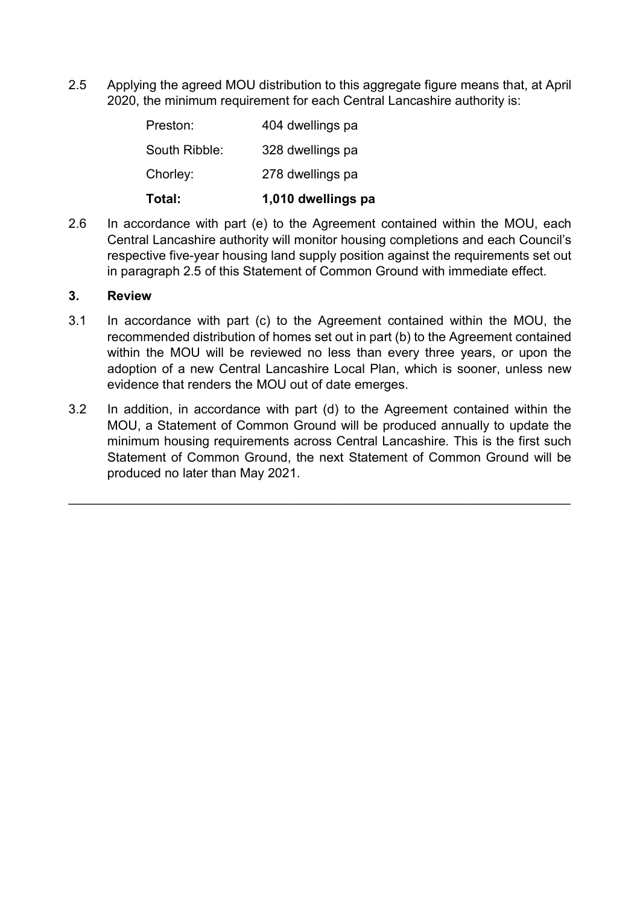2.5 Applying the agreed MOU distribution to this aggregate figure means that, at April 2020, the minimum requirement for each Central Lancashire authority is:

| | |
|---|---|
| Preston: | 404 dwellings pa |
| South Ribble: | 328 dwellings pa |
| Chorley: | 278 dwellings pa |
| **Total:** | **1,010 dwellings pa** |

2.6 In accordance with part (e) to the Agreement contained within the MOU, each Central Lancashire authority will monitor housing completions and each Council's respective five-year housing land supply position against the requirements set out in paragraph 2.5 of this Statement of Common Ground with immediate effect.

## 3. Review

3.1 In accordance with part (c) to the Agreement contained within the MOU, the recommended distribution of homes set out in part (b) to the Agreement contained within the MOU will be reviewed no less than every three years, or upon the adoption of a new Central Lancashire Local Plan, which is sooner, unless new evidence that renders the MOU out of date emerges.

3.2 In addition, in accordance with part (d) to the Agreement contained within the MOU, a Statement of Common Ground will be produced annually to update the minimum housing requirements across Central Lancashire. This is the first such Statement of Common Ground, the next Statement of Common Ground will be produced no later than May 2021.

---